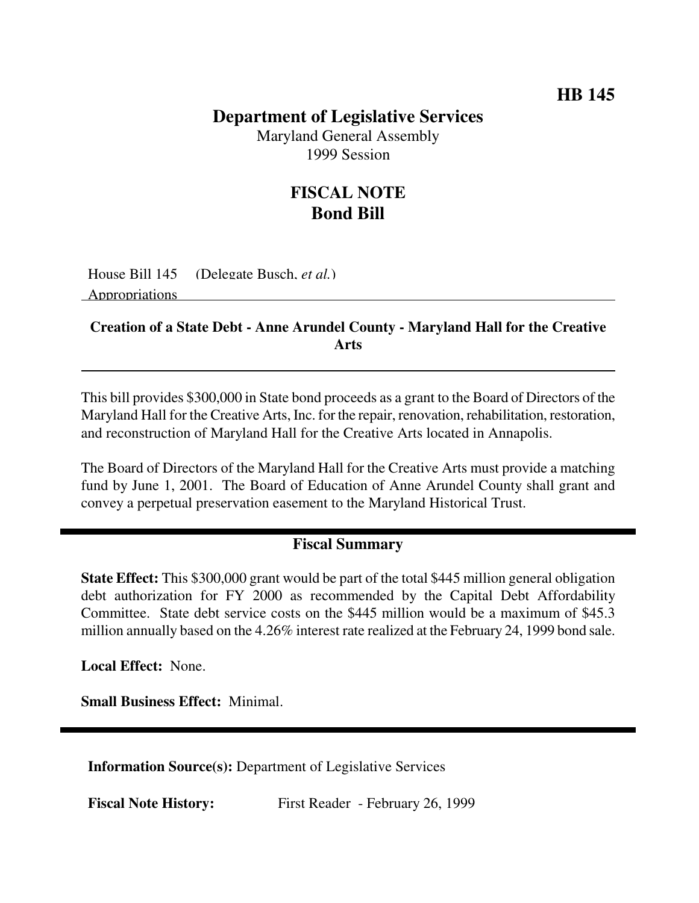**HB 145**

# Department of Legislative Services

Maryland General Assembly
1999 Session

## FISCAL NOTE
## Bond Bill

House Bill 145 (Delegate Busch, *et al.*)
Appropriations

---

**Creation of a State Debt - Anne Arundel County - Maryland Hall for the Creative Arts**

---

This bill provides $300,000 in State bond proceeds as a grant to the Board of Directors of the Maryland Hall for the Creative Arts, Inc. for the repair, renovation, rehabilitation, restoration, and reconstruction of Maryland Hall for the Creative Arts located in Annapolis.

The Board of Directors of the Maryland Hall for the Creative Arts must provide a matching fund by June 1, 2001. The Board of Education of Anne Arundel County shall grant and convey a perpetual preservation easement to the Maryland Historical Trust.

---

### Fiscal Summary

**State Effect:** This $300,000 grant would be part of the total $445 million general obligation debt authorization for FY 2000 as recommended by the Capital Debt Affordability Committee. State debt service costs on the $445 million would be a maximum of $45.3 million annually based on the 4.26% interest rate realized at the February 24, 1999 bond sale.

**Local Effect:** None.

**Small Business Effect:** Minimal.

---

**Information Source(s):** Department of Legislative Services

**Fiscal Note History:** First Reader - February 26, 1999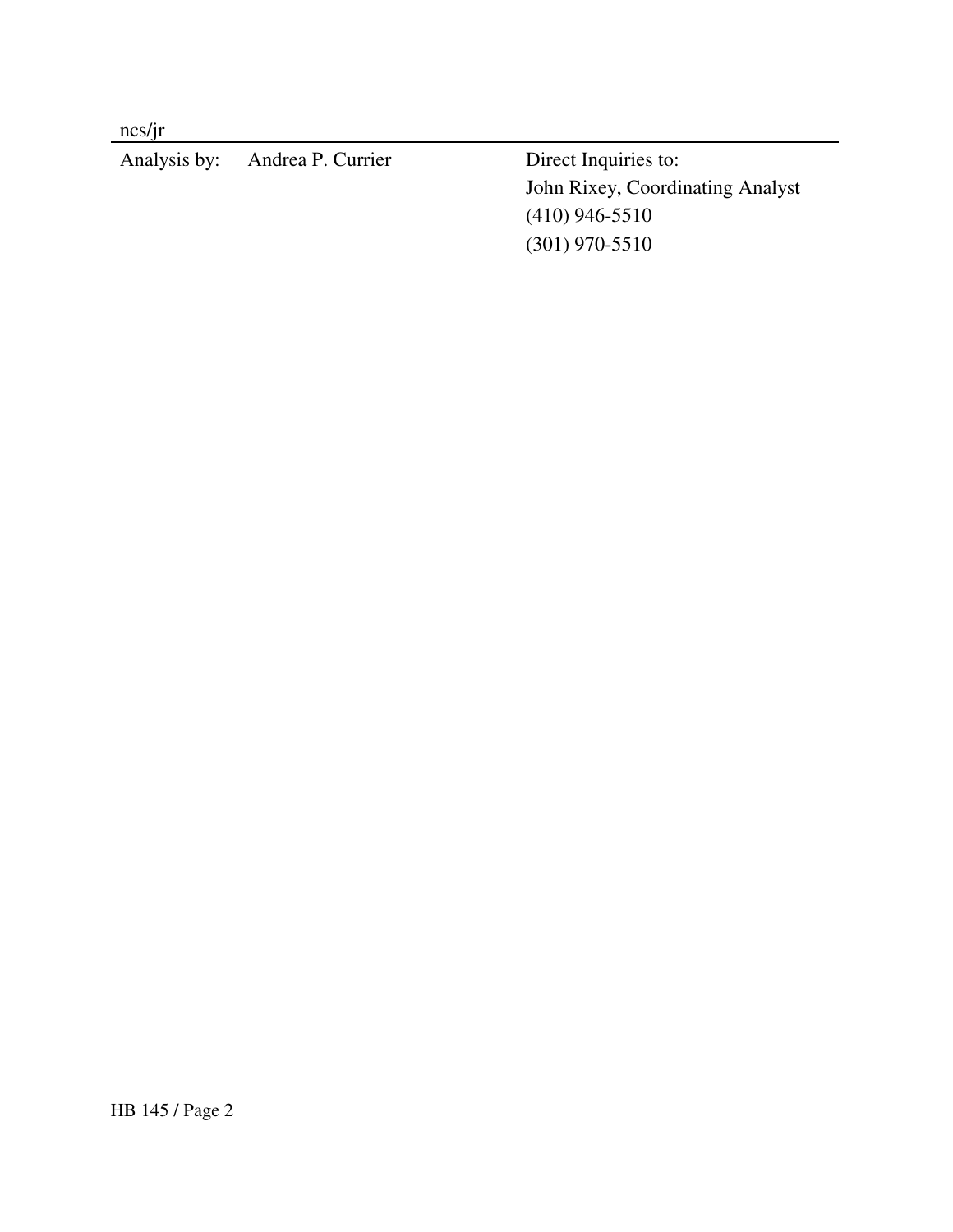ncs/jr

---

Analysis by: Andrea P. Currier

Direct Inquiries to:
John Rixey, Coordinating Analyst
(410) 946-5510
(301) 970-5510